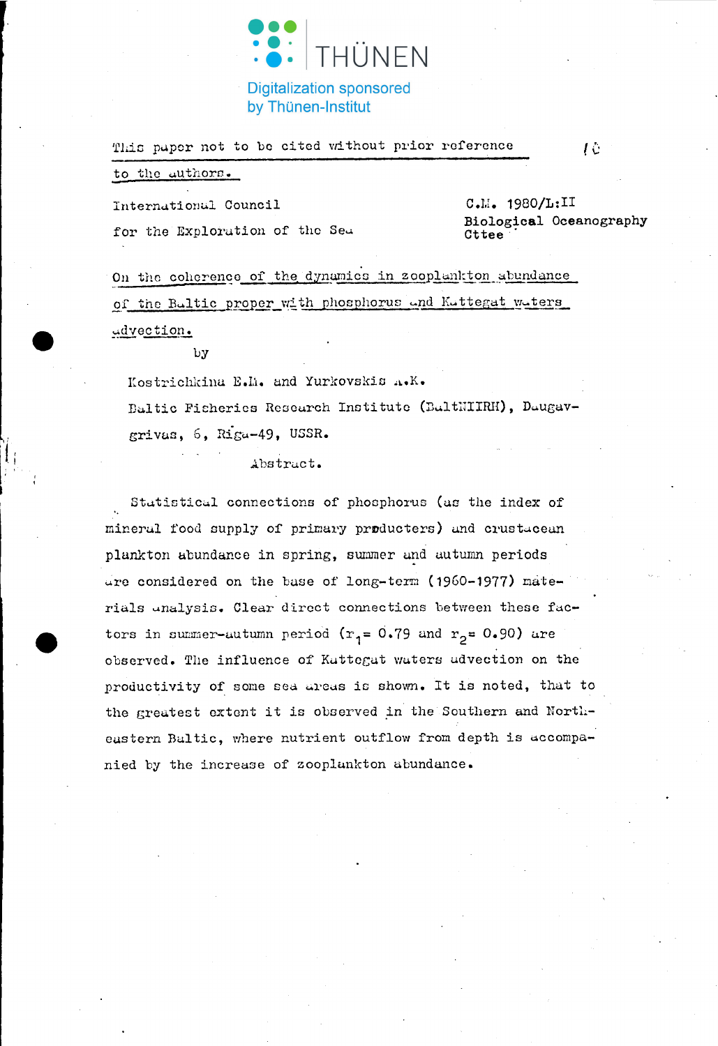This paper not to be cited without prior reference to the authors.

International Council for the Exploration of the Sea

C.M. 1980/L:II
Biological Oceanography Cttee

# On the coherence of the dynamics in zooplankton abundance of the Baltic proper with phosphorus and Kattegat waters advection.

by

Kostrichkina E.M. and Yurkovskis A.K.

Baltic Fisheries Research Institute (BaltNIIRH), Daugavgrivas, 6, Riga-49, USSR.

## Abstract.

Statistical connections of phosphorus (as the index of mineral food supply of primary producters) and crustacean plankton abundance in spring, summer and autumn periods are considered on the base of long-term (1960-1977) materials analysis. Clear direct connections between these factors in summer-autumn period ($r_1 = 0.79$ and $r_2 = 0.90$) are observed. The influence of Kattegat waters advection on the productivity of some sea areas is shown. It is noted, that to the greatest extent it is observed in the Southern and North-eastern Baltic, where nutrient outflow from depth is accompanied by the increase of zooplankton abundance.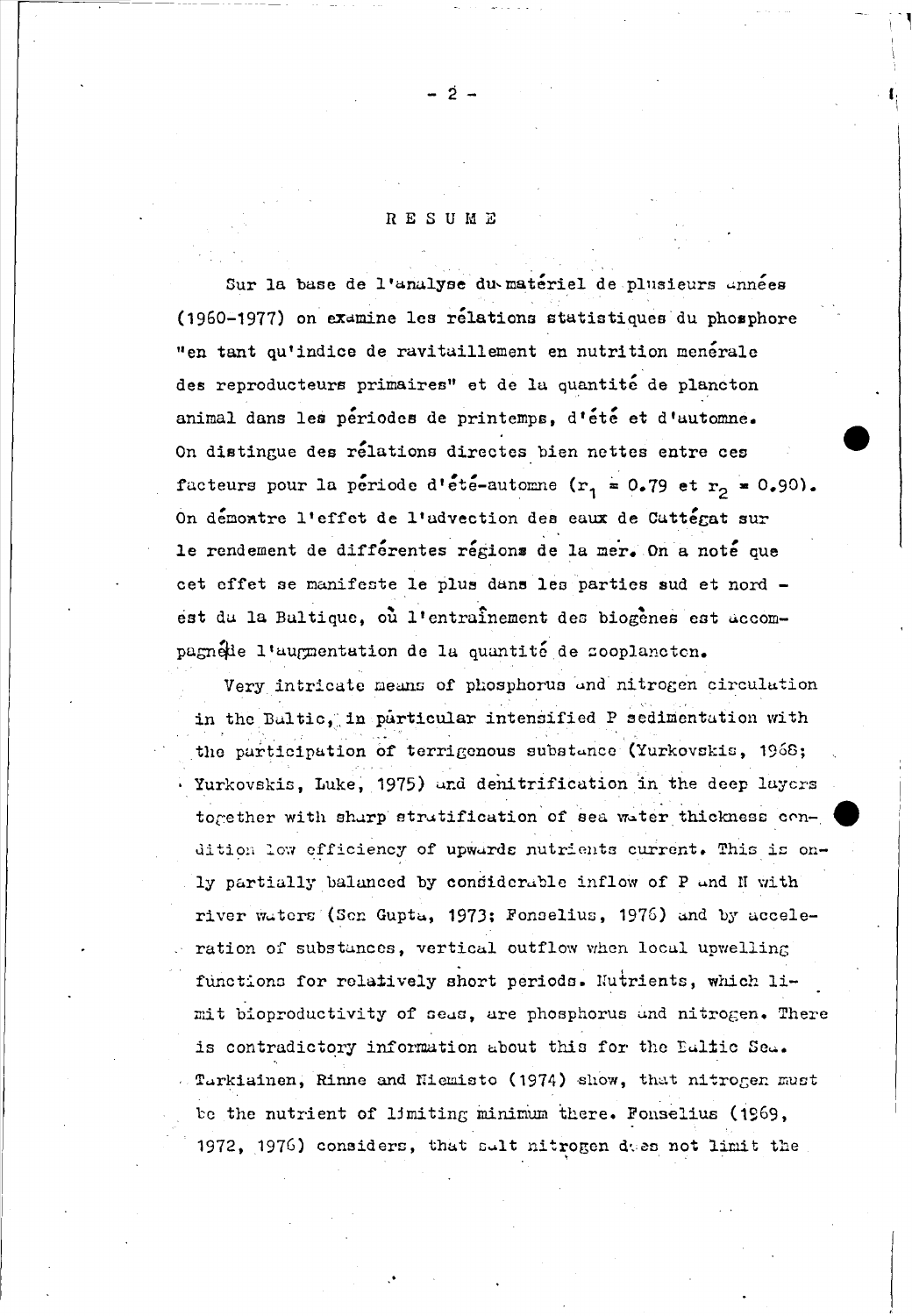# RESUME

Sur la base de l'analyse du matériel de plusieurs années (1960-1977) on examine les rélations statistiques du phosphore "en tant qu'indice de ravitaillement en nutrition menérale des reproducteurs primaires" et de la quantité de plancton animal dans les périodes de printemps, d'été et d'automne. On distingue des rélations directes bien nettes entre ces facteurs pour la période d'été-automne ($r_1 = 0.79$ et $r_2 = 0.90$). On démontre l'effet de l'advection des eaux de Cattégat sur le rendement de différentes régions de la mer. On a noté que cet effet se manifeste le plus dans les parties sud et nord - est du la Baltique, où l'entraînement des biogènes est accompagnée l'augmentation de la quantité de zooplancton.

Very intricate means of phosphorus and nitrogen circulation in the Baltic, in particular intensified P sedimentation with the participation of terrigenous substance (Yurkovskis, 1968; Yurkovskis, Luke, 1975) and denitrification in the deep layers together with sharp stratification of sea water thickness condition low efficiency of upwards nutrients current. This is only partially balanced by considerable inflow of P and N with river waters (Sen Gupta, 1973; Fonselius, 1976) and by acceleration of substances, vertical outflow when local upwelling functions for relatively short periods. Nutrients, which limit bioproductivity of seas, are phosphorus and nitrogen. There is contradictory information about this for the Baltic Sea. Tarkiainen, Rinne and Niemisto (1974) show, that nitrogen must be the nutrient of limiting minimum there. Fonselius (1969, 1972, 1976) considers, that salt nitrogen does not limit the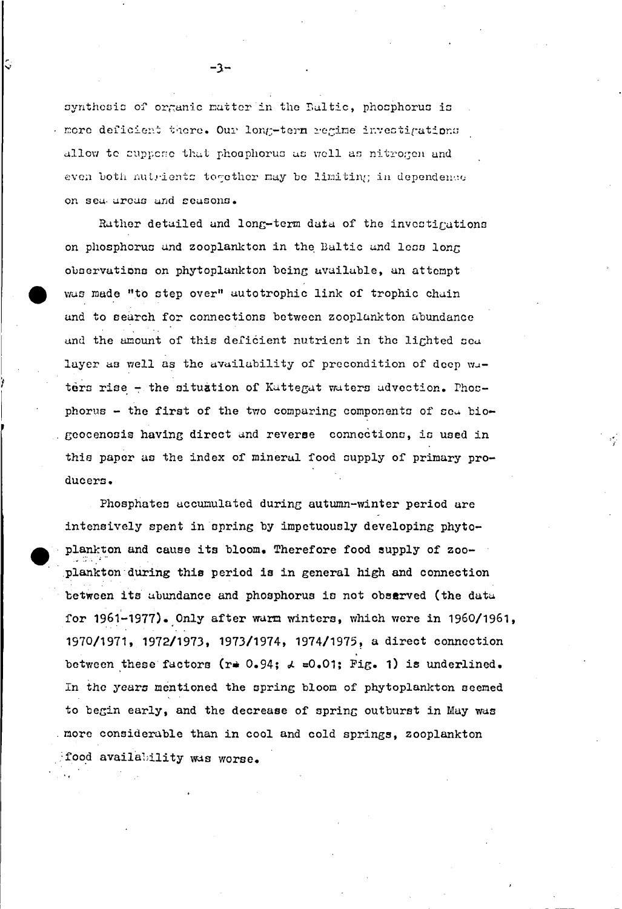synthesis of organic matter in the Baltic, phosphorus is more deficient there. Our long-term regime investigations allow to suppose that phosphorus as well as nitrogen and even both nutrients together may be limiting in dependence on sea areas and seasons.

Rather detailed and long-term data of the investigations on phosphorus and zooplankton in the Baltic and less long observations on phytoplankton being available, an attempt was made "to step over" autotrophic link of trophic chain and to search for connections between zooplankton abundance and the amount of this deficient nutrient in the lighted sea layer as well as the availability of precondition of deep waters rise - the situation of Kattegat waters advection. Phosphorus - the first of the two comparing components of sea biogeocenosis having direct and reverse connections, is used in this paper as the index of mineral food supply of primary producers.

Phosphates accumulated during autumn-winter period are intensively spent in spring by impetuously developing phytoplankton and cause its bloom. Therefore food supply of zooplankton during this period is in general high and connection between its abundance and phosphorus is not observed (the data for 1961-1977). Only after warm winters, which were in 1960/1961, 1970/1971, 1972/1973, 1973/1974, 1974/1975, a direct connection between these factors ($r = 0.94$; $\alpha = 0.01$; Fig. 1) is underlined. In the years mentioned the spring bloom of phytoplankton seemed to begin early, and the decrease of spring outburst in May was more considerable than in cool and cold springs, zooplankton food availability was worse.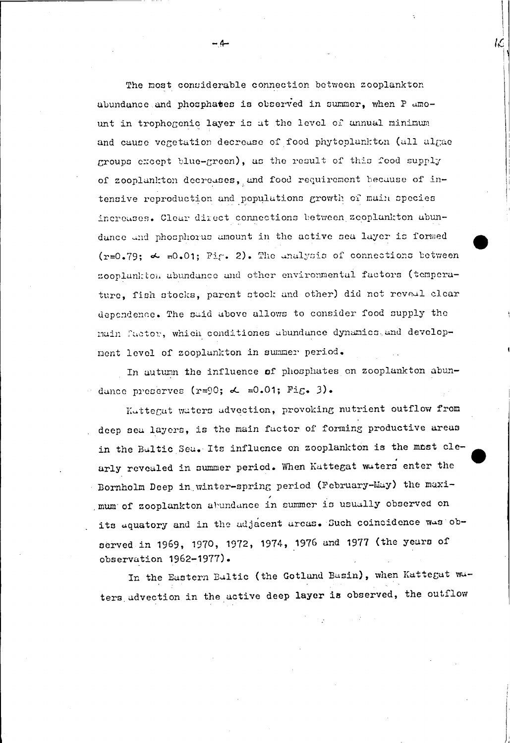The most considerable connection between zooplankton abundance and phosphates is observed in summer, when P amount in trophogenic layer is at the level of annual minimum and cause vegetation decrease of food phytoplankton (all algae groups except blue-green), as the result of this food supply of zooplankton decreases, and food requirement because of intensive reproduction and populations growth of main species increases. Clear direct connections between zooplankton abundance and phosphorus amount in the active sea layer is formed ($r=0.79$; $\alpha=0.01$; Fig. 2). The analysis of connections between zooplankton abundance and other environmental factors (temperature, fish stocks, parent stock and other) did not reveal clear dependence. The said above allows to consider food supply the main factor, which conditiones abundance dynamics and development level of zooplankton in summer period.

In autumn the influence of phosphates on zooplankton abundance preserves ($r=90$; $\alpha=0.01$; Fig. 3).

Kattegat waters advection, provoking nutrient outflow from deep sea layers, is the main factor of forming productive areas in the Baltic Sea. Its influence on zooplankton is the most clearly revealed in summer period. When Kattegat waters enter the Bornholm Deep in winter-spring period (February-May) the maximum of zooplankton abundance in summer is usually observed on its aquatory and in the adjacent areas. Such coincidence was observed in 1969, 1970, 1972, 1974, 1976 and 1977 (the years of observation 1962-1977).

In the Eastern Baltic (the Gotland Basin), when Kattegat waters advection in the active deep layer is observed, the outflow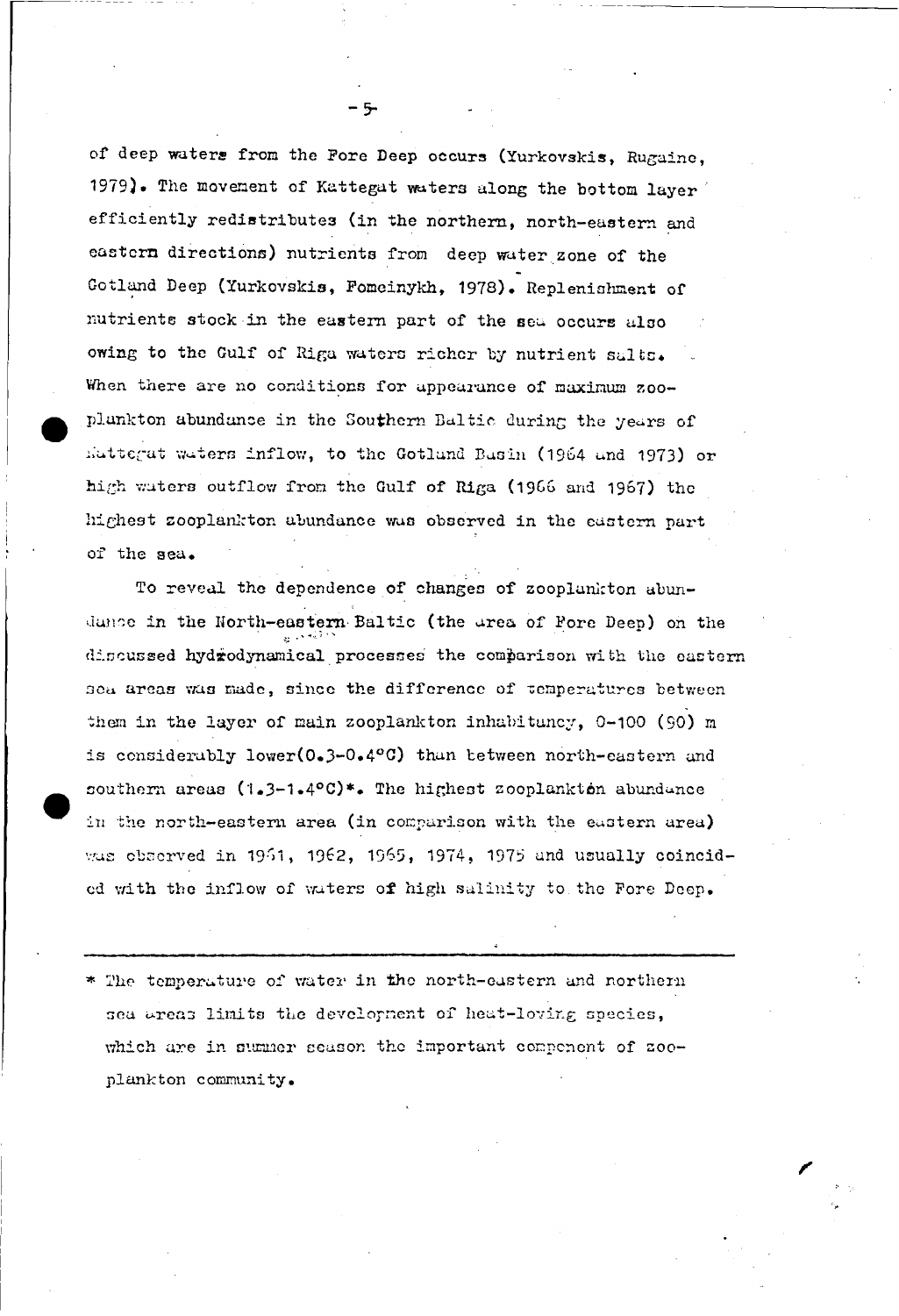of deep waters from the Fore Deep occurs (Yurkovskis, Rugaine, 1979). The movement of Kattegat waters along the bottom layer efficiently redistributes (in the northern, north-eastern and eastern directions) nutrients from deep water zone of the Gotland Deep (Yurkovskis, Fomcinykh, 1978). Replenishment of nutrients stock in the eastern part of the sea occurs also owing to the Gulf of Riga waters richer by nutrient salts. When there are no conditions for appearance of maximum zooplankton abundance in the Southern Baltic during the years of Kattegat waters inflow, to the Gotland Basin (1964 and 1973) or high waters outflow from the Gulf of Riga (1966 and 1967) the highest zooplankton abundance was observed in the eastern part of the sea.

To reveal the dependence of changes of zooplankton abundance in the North-eastern Baltic (the area of Fore Deep) on the discussed hydrodynamical processes the comparison with the eastern sea areas was made, since the difference of temperatures between them in the layer of main zooplankton inhabitancy, 0–100 (90) m is considerably lower(0.3–0.4°C) than between north-eastern and southern areas (1.3–1.4°C)*. The highest zooplankton abundance in the north-eastern area (in comparison with the eastern area) was observed in 1961, 1962, 1965, 1974, 1975 and usually coincided with the inflow of waters of high salinity to the Fore Deep.

---

* The temperature of water in the north-eastern and northern sea areas limits the development of heat-loving species, which are in summer season the important component of zooplankton community.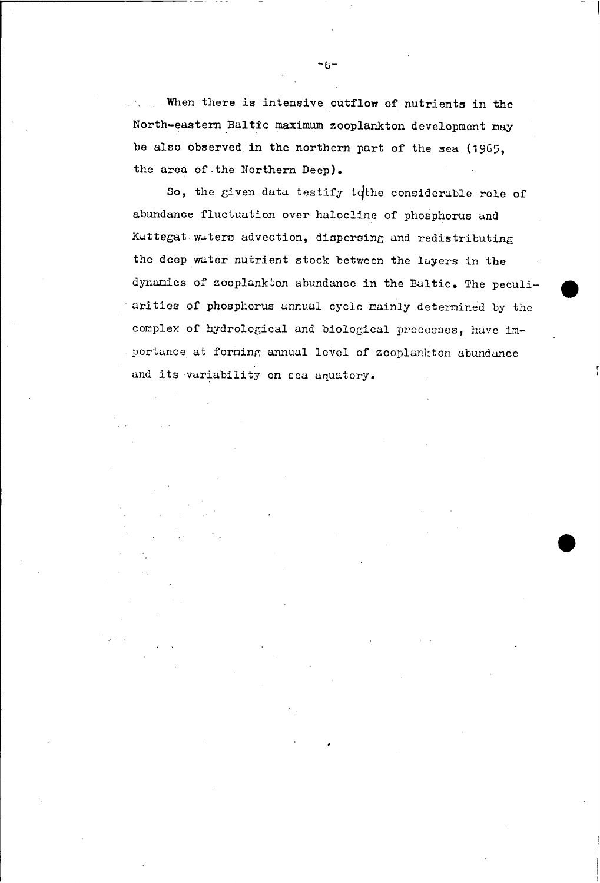When there is intensive outflow of nutrients in the North-eastern Baltic maximum zooplankton development may be also observed in the northern part of the sea (1965, the area of the Northern Deep).

So, the given data testify to the considerable role of abundance fluctuation over halocline of phosphorus and Kattegat waters advection, dispersing and redistributing the deep water nutrient stock between the layers in the dynamics of zooplankton abundance in the Baltic. The peculiarities of phosphorus annual cycle mainly determined by the complex of hydrological and biological processes, have importance at forming annual level of zooplankton abundance and its variability on sea aquatory.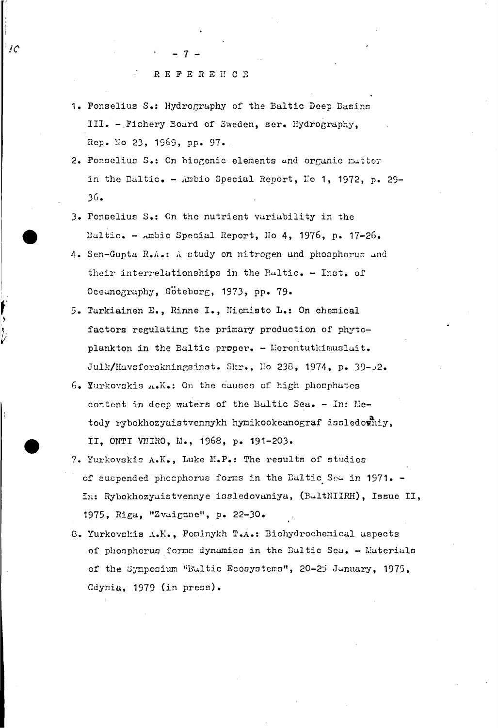# REFERENCE

1. Fonselius S.: Hydrography of the Baltic Deep Basins III. - Fishery Board of Sweden, ser. Hydrography, Rep. No 23, 1969, pp. 97.
2. Fonselius S.: On biogenic elements and organic matter in the Baltic. - Ambio Special Report, No 1, 1972, p. 29-36.
3. Fonselius S.: On the nutrient variability in the Baltic. - Ambio Special Report, No 4, 1976, p. 17-26.
4. Sen-Gupta R.A.: A study on nitrogen and phosphorus and their interrelationships in the Baltic. - Inst. of Oceanography, Göteborg, 1973, pp. 79.
5. Tarkiainen E., Rinne I., Niemisto L.: On chemical factors regulating the primary production of phytoplankton in the Baltic proper. - Merentutkimuslait. Julk/Havsforskningsinst. Skr., No 238, 1974, p. 39-52.
6. Yurkovskis A.K.: On the causes of high phosphates content in deep waters of the Baltic Sea. - In: Metody rybokhozyaistvennykh hymikookeanograf issledovaniy, II, ONTI VNIRO, M., 1968, p. 191-203.
7. Yurkovskis A.K., Luke M.P.: The results of studies of suspended phosphorus forms in the Baltic Sea in 1971. - In: Rybokhozyaistvennye issledovaniya, (BaltNIIRH), Issue II, 1975, Riga, "Zvaigzne", p. 22-30.
8. Yurkovskis A.K., Fominykh T.A.: Biohydrochemical aspects of phosphorus forms dynamics in the Baltic Sea. - Materials of the Symposium "Baltic Ecosystems", 20-25 January, 1975, Gdynia, 1979 (in press).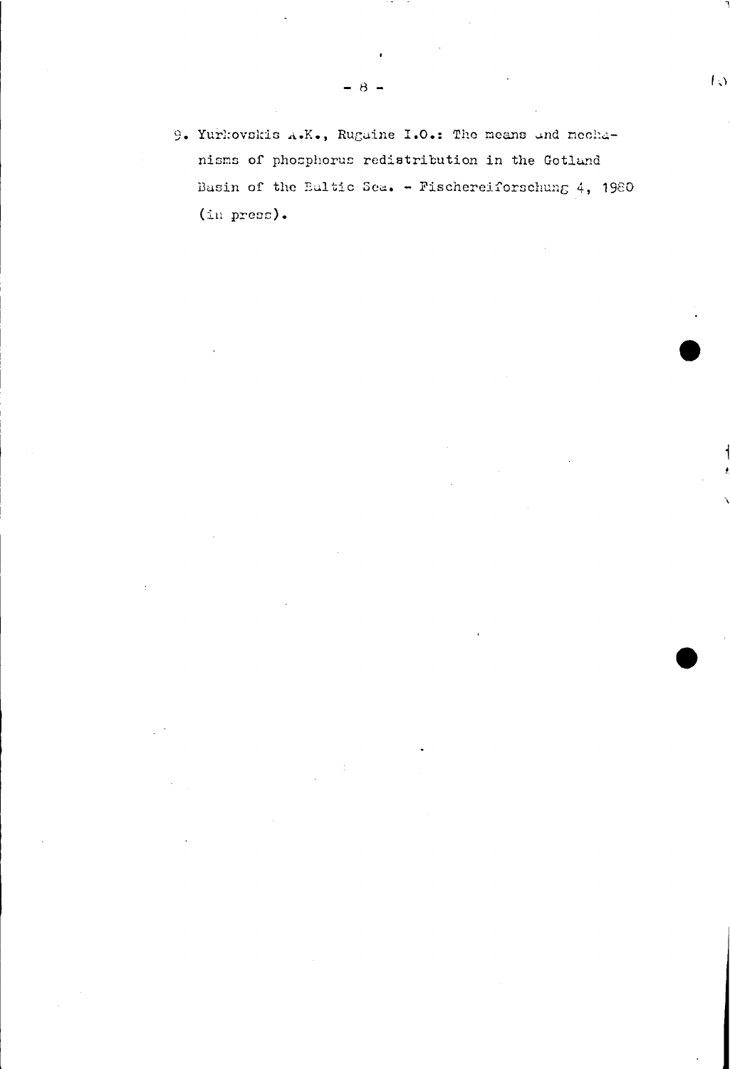9. Yurkovskis A.K., Rugaine I.O.: The means and mechanisms of phosphorus redistribution in the Gotland Basin of the Baltic Sea. - Fischereiforschung 4, 1980 (in press).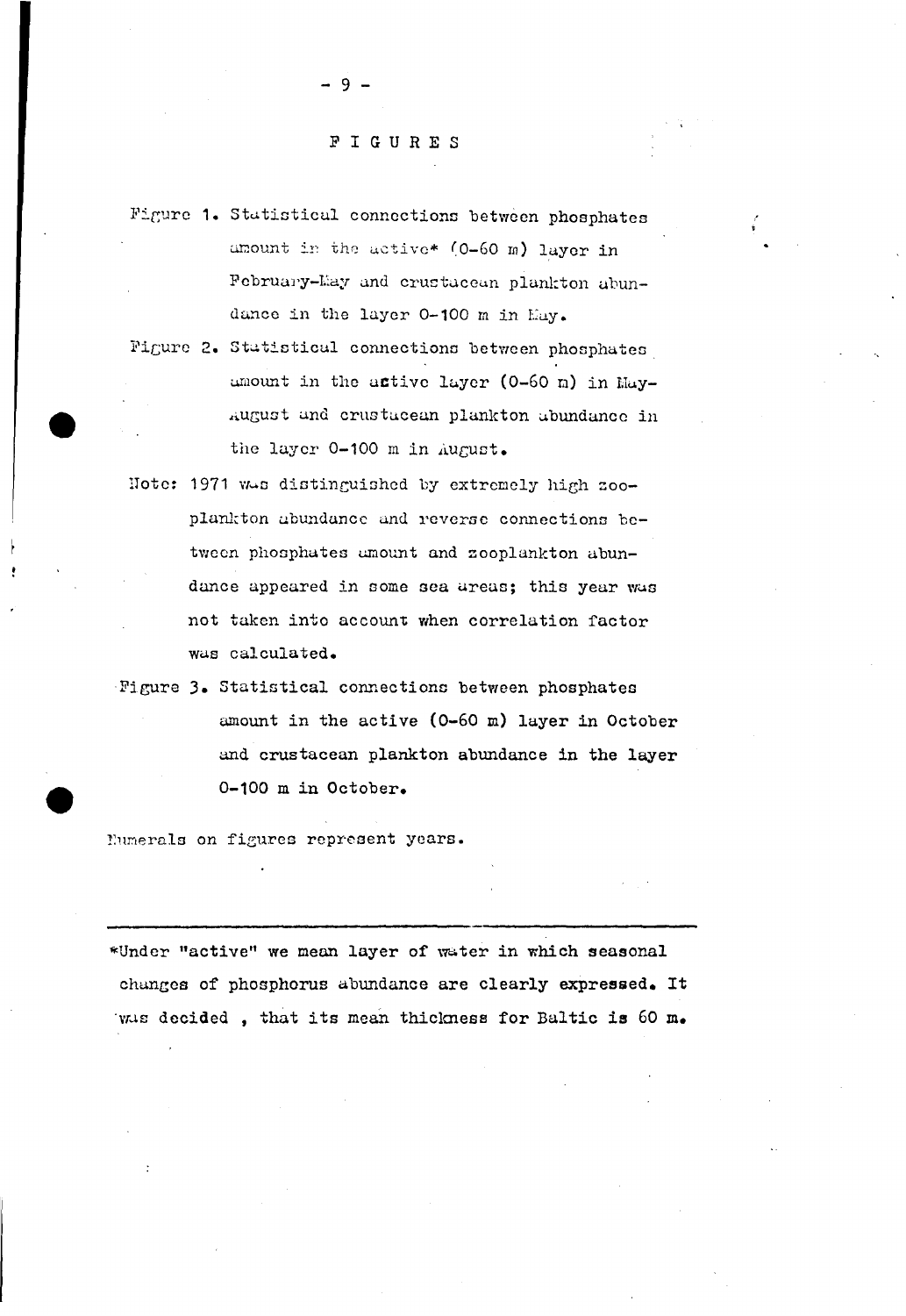# FIGURES

Figure 1. Statistical connections between phosphates amount in the active* (0-60 m) layer in February-May and crustacean plankton abundance in the layer 0-100 m in May.

Figure 2. Statistical connections between phosphates amount in the active layer (0-60 m) in May-August and crustacean plankton abundance in the layer 0-100 m in August.

Note: 1971 was distinguished by extremely high zooplankton abundance and reverse connections between phosphates amount and zooplankton abundance appeared in some sea areas; this year was not taken into account when correlation factor was calculated.

Figure 3. Statistical connections between phosphates amount in the active (0-60 m) layer in October and crustacean plankton abundance in the layer 0-100 m in October.

Numerals on figures represent years.

---

*Under "active" we mean layer of water in which seasonal changes of phosphorus abundance are clearly expressed. It was decided , that its mean thickness for Baltic is 60 m.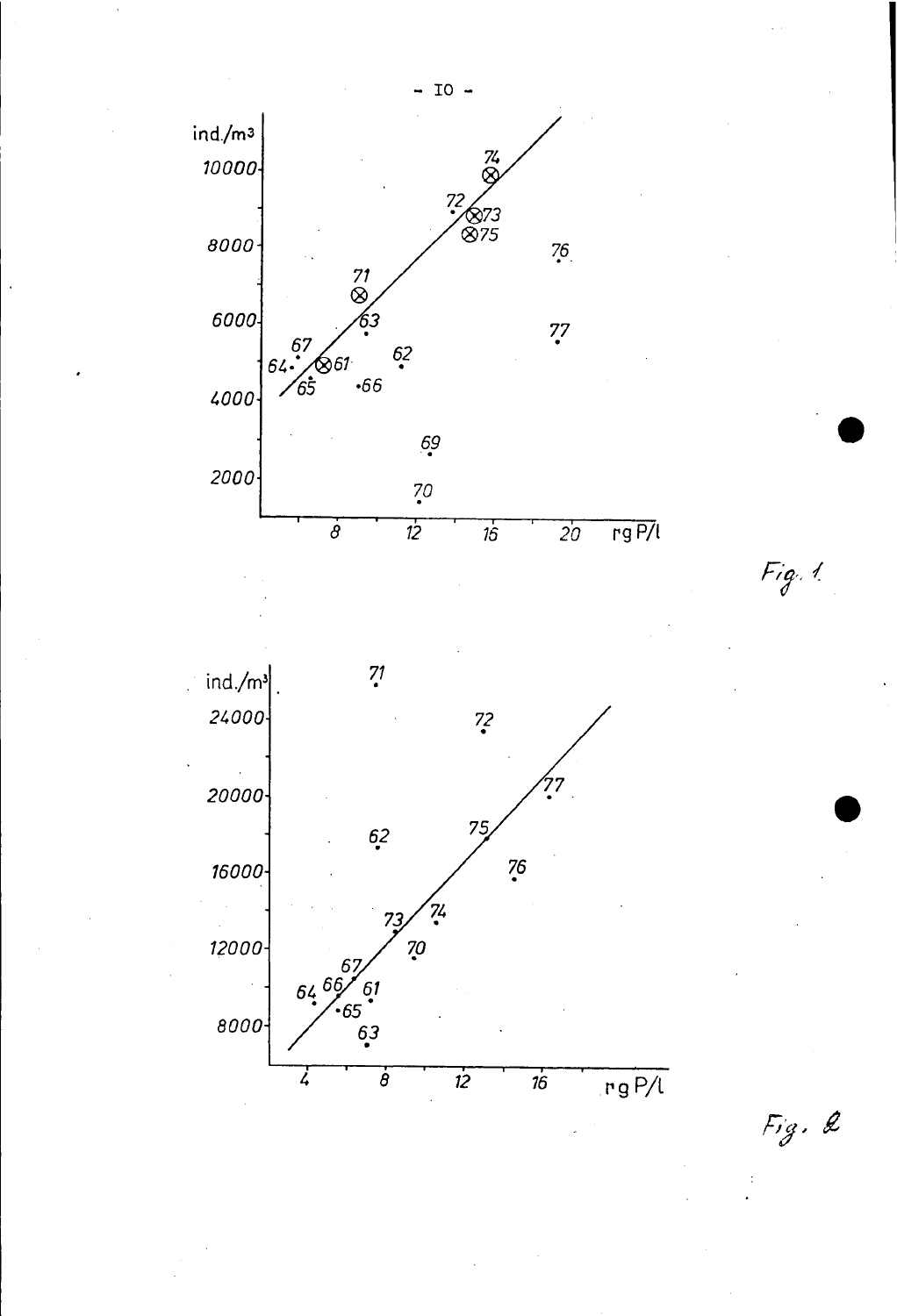ind./m³

10000

8000

6000

4000

2000

8 12 16 20 rg P/l

Fig. 1

ind./m³

24000

20000

16000

12000

8000

4 8 12 16 rg P/l

Fig. 2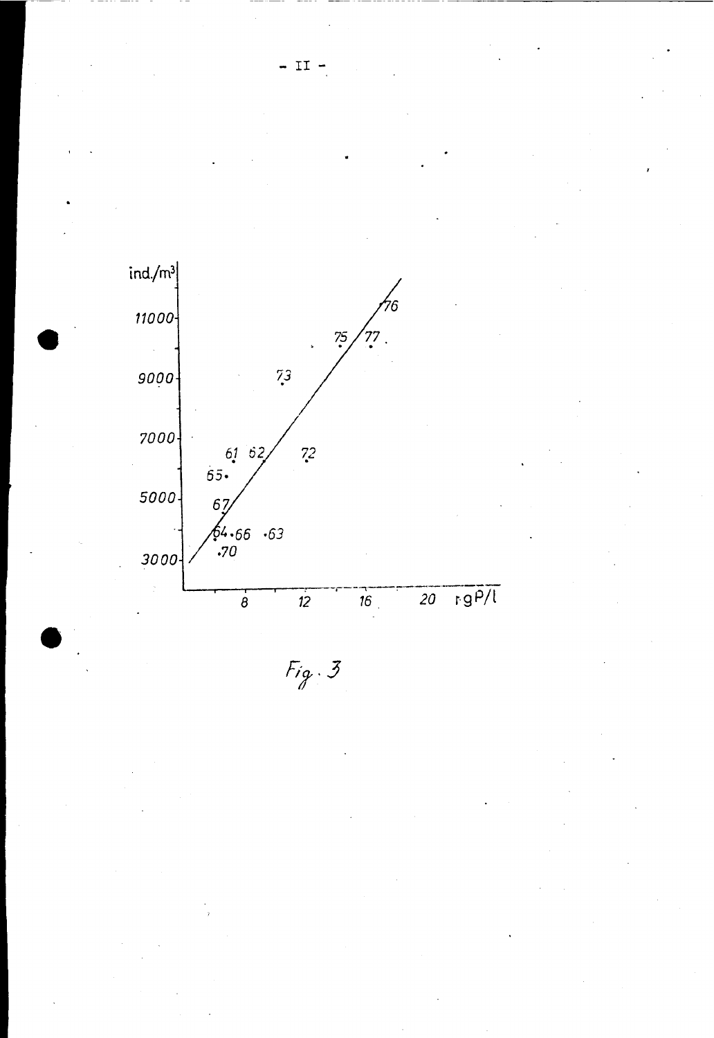ind./m³

11000

9000

7000

5000

3000

8

12

16

20

rgP/l

76

75

77

73

61

62

72

65

67

64

66

63

70

Fig. 3